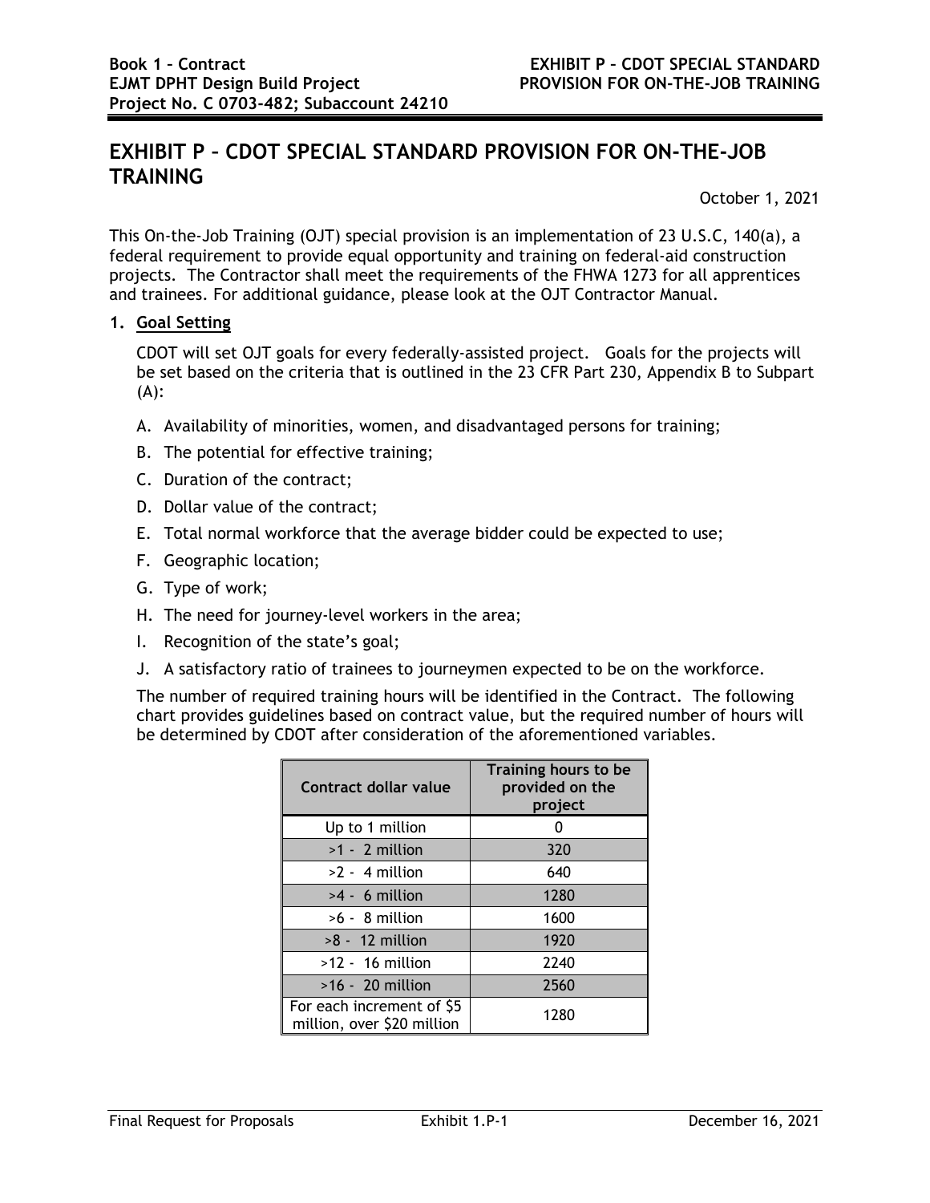# EXHIBIT P – CDOT SPECIAL STANDARD PROVISION FOR ON-THE-JOB TRAINING

October 1, 2021

This On-the-Job Training (OJT) special provision is an implementation of 23 U.S.C, 140(a), a federal requirement to provide equal opportunity and training on federal-aid construction projects. The Contractor shall meet the requirements of the FHWA 1273 for all apprentices and trainees. For additional guidance, please look at the OJT Contractor Manual.

1. **Goal Setting**

   CDOT will set OJT goals for every federally-assisted project. Goals for the projects will be set based on the criteria that is outlined in the 23 CFR Part 230, Appendix B to Subpart (A):

   A. Availability of minorities, women, and disadvantaged persons for training;

   B. The potential for effective training;

   C. Duration of the contract;

   D. Dollar value of the contract;

   E. Total normal workforce that the average bidder could be expected to use;

   F. Geographic location;

   G. Type of work;

   H. The need for journey-level workers in the area;

   I. Recognition of the state's goal;

   J. A satisfactory ratio of trainees to journeymen expected to be on the workforce.

   The number of required training hours will be identified in the Contract. The following chart provides guidelines based on contract value, but the required number of hours will be determined by CDOT after consideration of the aforementioned variables.

| Contract dollar value | Training hours to be provided on the project |
|---|---|
| Up to 1 million | 0 |
| >1 - 2 million | 320 |
| >2 - 4 million | 640 |
| >4 - 6 million | 1280 |
| >6 - 8 million | 1600 |
| >8 - 12 million | 1920 |
| >12 - 16 million | 2240 |
| >16 - 20 million | 2560 |
| For each increment of $5 million, over $20 million | 1280 |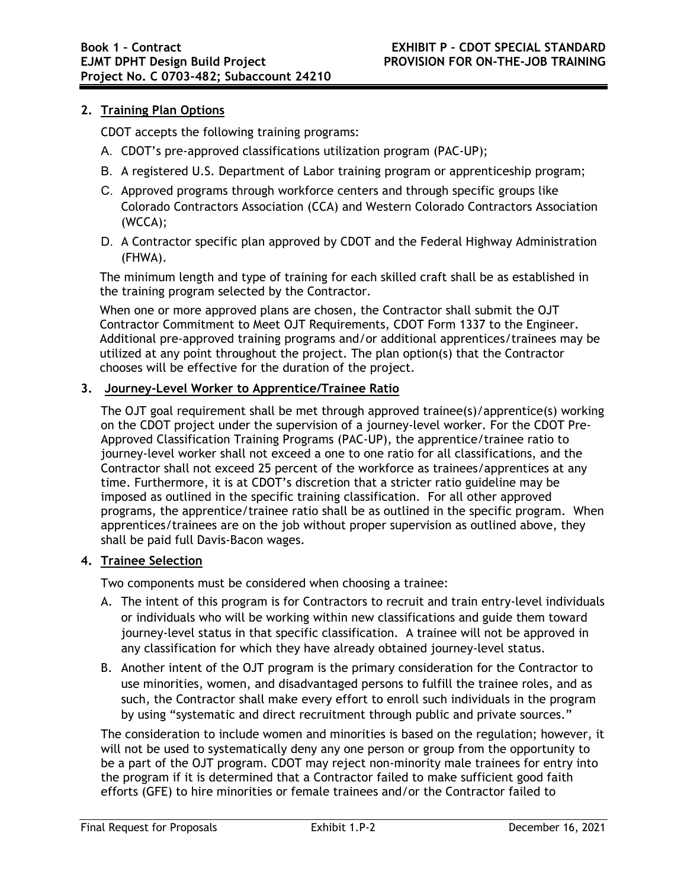## 2. Training Plan Options

CDOT accepts the following training programs:

A. CDOT's pre-approved classifications utilization program (PAC-UP);

B. A registered U.S. Department of Labor training program or apprenticeship program;

C. Approved programs through workforce centers and through specific groups like Colorado Contractors Association (CCA) and Western Colorado Contractors Association (WCCA);

D. A Contractor specific plan approved by CDOT and the Federal Highway Administration (FHWA).

The minimum length and type of training for each skilled craft shall be as established in the training program selected by the Contractor.

When one or more approved plans are chosen, the Contractor shall submit the OJT Contractor Commitment to Meet OJT Requirements, CDOT Form 1337 to the Engineer. Additional pre-approved training programs and/or additional apprentices/trainees may be utilized at any point throughout the project. The plan option(s) that the Contractor chooses will be effective for the duration of the project.

## 3. Journey-Level Worker to Apprentice/Trainee Ratio

The OJT goal requirement shall be met through approved trainee(s)/apprentice(s) working on the CDOT project under the supervision of a journey-level worker. For the CDOT Pre-Approved Classification Training Programs (PAC-UP), the apprentice/trainee ratio to journey-level worker shall not exceed a one to one ratio for all classifications, and the Contractor shall not exceed 25 percent of the workforce as trainees/apprentices at any time. Furthermore, it is at CDOT's discretion that a stricter ratio guideline may be imposed as outlined in the specific training classification. For all other approved programs, the apprentice/trainee ratio shall be as outlined in the specific program. When apprentices/trainees are on the job without proper supervision as outlined above, they shall be paid full Davis-Bacon wages.

## 4. Trainee Selection

Two components must be considered when choosing a trainee:

A. The intent of this program is for Contractors to recruit and train entry-level individuals or individuals who will be working within new classifications and guide them toward journey-level status in that specific classification. A trainee will not be approved in any classification for which they have already obtained journey-level status.

B. Another intent of the OJT program is the primary consideration for the Contractor to use minorities, women, and disadvantaged persons to fulfill the trainee roles, and as such, the Contractor shall make every effort to enroll such individuals in the program by using "systematic and direct recruitment through public and private sources."

The consideration to include women and minorities is based on the regulation; however, it will not be used to systematically deny any one person or group from the opportunity to be a part of the OJT program. CDOT may reject non-minority male trainees for entry into the program if it is determined that a Contractor failed to make sufficient good faith efforts (GFE) to hire minorities or female trainees and/or the Contractor failed to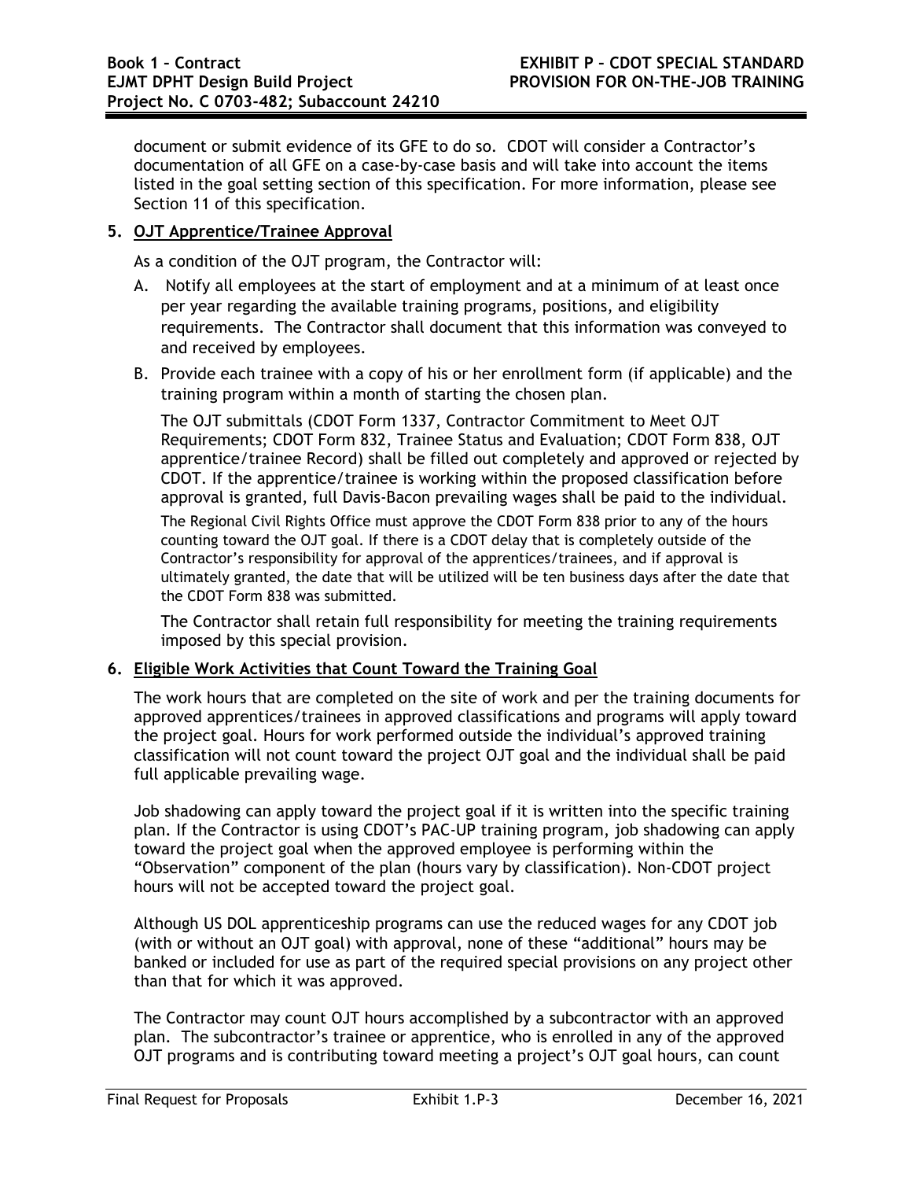document or submit evidence of its GFE to do so. CDOT will consider a Contractor's documentation of all GFE on a case-by-case basis and will take into account the items listed in the goal setting section of this specification. For more information, please see Section 11 of this specification.

## 5. OJT Apprentice/Trainee Approval

As a condition of the OJT program, the Contractor will:

A. Notify all employees at the start of employment and at a minimum of at least once per year regarding the available training programs, positions, and eligibility requirements. The Contractor shall document that this information was conveyed to and received by employees.

B. Provide each trainee with a copy of his or her enrollment form (if applicable) and the training program within a month of starting the chosen plan.

The OJT submittals (CDOT Form 1337, Contractor Commitment to Meet OJT Requirements; CDOT Form 832, Trainee Status and Evaluation; CDOT Form 838, OJT apprentice/trainee Record) shall be filled out completely and approved or rejected by CDOT. If the apprentice/trainee is working within the proposed classification before approval is granted, full Davis-Bacon prevailing wages shall be paid to the individual.

The Regional Civil Rights Office must approve the CDOT Form 838 prior to any of the hours counting toward the OJT goal. If there is a CDOT delay that is completely outside of the Contractor's responsibility for approval of the apprentices/trainees, and if approval is ultimately granted, the date that will be utilized will be ten business days after the date that the CDOT Form 838 was submitted.

The Contractor shall retain full responsibility for meeting the training requirements imposed by this special provision.

## 6. Eligible Work Activities that Count Toward the Training Goal

The work hours that are completed on the site of work and per the training documents for approved apprentices/trainees in approved classifications and programs will apply toward the project goal. Hours for work performed outside the individual's approved training classification will not count toward the project OJT goal and the individual shall be paid full applicable prevailing wage.

Job shadowing can apply toward the project goal if it is written into the specific training plan. If the Contractor is using CDOT's PAC-UP training program, job shadowing can apply toward the project goal when the approved employee is performing within the "Observation" component of the plan (hours vary by classification). Non-CDOT project hours will not be accepted toward the project goal.

Although US DOL apprenticeship programs can use the reduced wages for any CDOT job (with or without an OJT goal) with approval, none of these "additional" hours may be banked or included for use as part of the required special provisions on any project other than that for which it was approved.

The Contractor may count OJT hours accomplished by a subcontractor with an approved plan. The subcontractor's trainee or apprentice, who is enrolled in any of the approved OJT programs and is contributing toward meeting a project's OJT goal hours, can count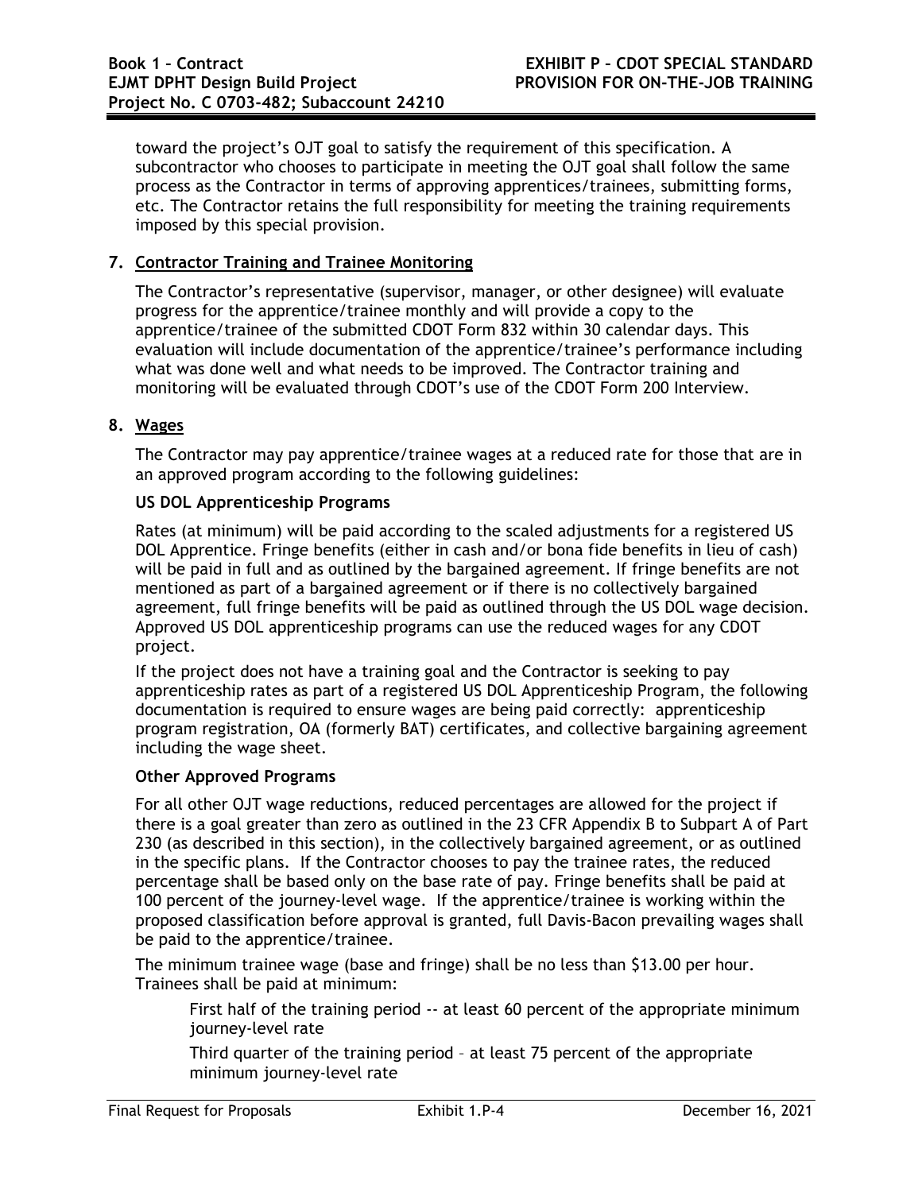toward the project's OJT goal to satisfy the requirement of this specification. A subcontractor who chooses to participate in meeting the OJT goal shall follow the same process as the Contractor in terms of approving apprentices/trainees, submitting forms, etc. The Contractor retains the full responsibility for meeting the training requirements imposed by this special provision.

## 7. Contractor Training and Trainee Monitoring

The Contractor's representative (supervisor, manager, or other designee) will evaluate progress for the apprentice/trainee monthly and will provide a copy to the apprentice/trainee of the submitted CDOT Form 832 within 30 calendar days. This evaluation will include documentation of the apprentice/trainee's performance including what was done well and what needs to be improved. The Contractor training and monitoring will be evaluated through CDOT's use of the CDOT Form 200 Interview.

## 8. Wages

The Contractor may pay apprentice/trainee wages at a reduced rate for those that are in an approved program according to the following guidelines:

**US DOL Apprenticeship Programs**

Rates (at minimum) will be paid according to the scaled adjustments for a registered US DOL Apprentice. Fringe benefits (either in cash and/or bona fide benefits in lieu of cash) will be paid in full and as outlined by the bargained agreement. If fringe benefits are not mentioned as part of a bargained agreement or if there is no collectively bargained agreement, full fringe benefits will be paid as outlined through the US DOL wage decision. Approved US DOL apprenticeship programs can use the reduced wages for any CDOT project.

If the project does not have a training goal and the Contractor is seeking to pay apprenticeship rates as part of a registered US DOL Apprenticeship Program, the following documentation is required to ensure wages are being paid correctly: apprenticeship program registration, OA (formerly BAT) certificates, and collective bargaining agreement including the wage sheet.

**Other Approved Programs**

For all other OJT wage reductions, reduced percentages are allowed for the project if there is a goal greater than zero as outlined in the 23 CFR Appendix B to Subpart A of Part 230 (as described in this section), in the collectively bargained agreement, or as outlined in the specific plans. If the Contractor chooses to pay the trainee rates, the reduced percentage shall be based only on the base rate of pay. Fringe benefits shall be paid at 100 percent of the journey-level wage. If the apprentice/trainee is working within the proposed classification before approval is granted, full Davis-Bacon prevailing wages shall be paid to the apprentice/trainee.

The minimum trainee wage (base and fringe) shall be no less than $13.00 per hour. Trainees shall be paid at minimum:

First half of the training period -- at least 60 percent of the appropriate minimum journey-level rate

Third quarter of the training period – at least 75 percent of the appropriate minimum journey-level rate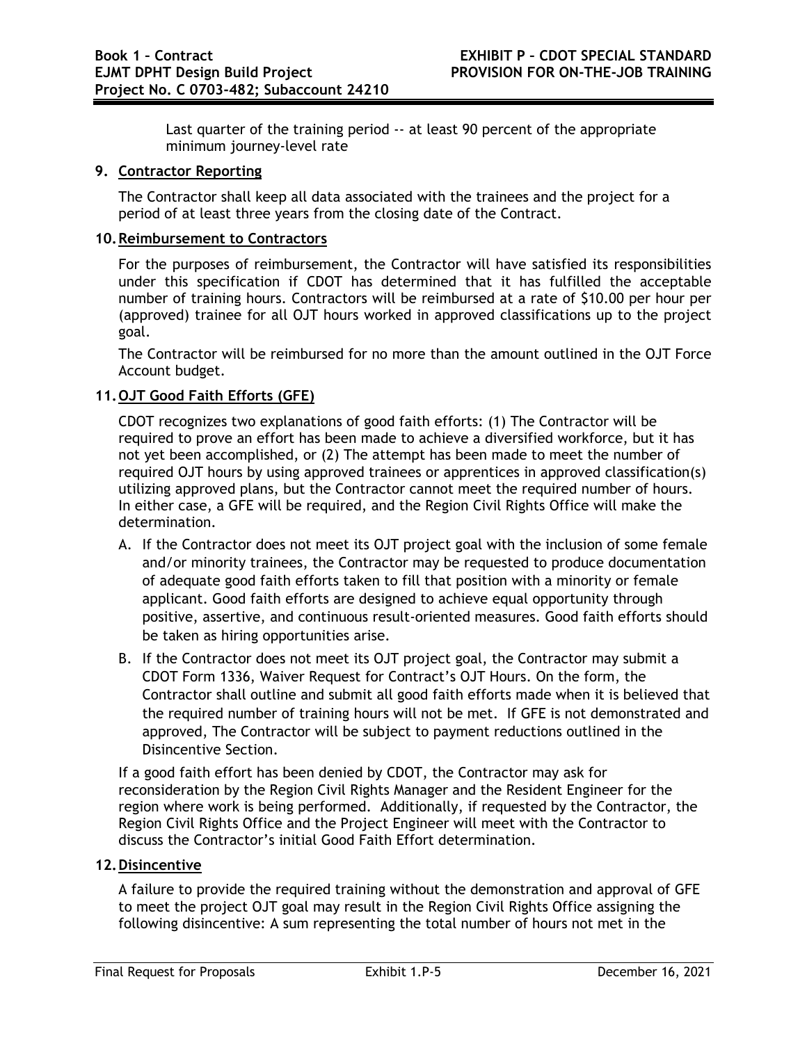Last quarter of the training period -- at least 90 percent of the appropriate minimum journey-level rate

## 9. Contractor Reporting

The Contractor shall keep all data associated with the trainees and the project for a period of at least three years from the closing date of the Contract.

## 10. Reimbursement to Contractors

For the purposes of reimbursement, the Contractor will have satisfied its responsibilities under this specification if CDOT has determined that it has fulfilled the acceptable number of training hours. Contractors will be reimbursed at a rate of $10.00 per hour per (approved) trainee for all OJT hours worked in approved classifications up to the project goal.

The Contractor will be reimbursed for no more than the amount outlined in the OJT Force Account budget.

## 11. OJT Good Faith Efforts (GFE)

CDOT recognizes two explanations of good faith efforts: (1) The Contractor will be required to prove an effort has been made to achieve a diversified workforce, but it has not yet been accomplished, or (2) The attempt has been made to meet the number of required OJT hours by using approved trainees or apprentices in approved classification(s) utilizing approved plans, but the Contractor cannot meet the required number of hours. In either case, a GFE will be required, and the Region Civil Rights Office will make the determination.

A. If the Contractor does not meet its OJT project goal with the inclusion of some female and/or minority trainees, the Contractor may be requested to produce documentation of adequate good faith efforts taken to fill that position with a minority or female applicant. Good faith efforts are designed to achieve equal opportunity through positive, assertive, and continuous result-oriented measures. Good faith efforts should be taken as hiring opportunities arise.

B. If the Contractor does not meet its OJT project goal, the Contractor may submit a CDOT Form 1336, Waiver Request for Contract's OJT Hours. On the form, the Contractor shall outline and submit all good faith efforts made when it is believed that the required number of training hours will not be met. If GFE is not demonstrated and approved, The Contractor will be subject to payment reductions outlined in the Disincentive Section.

If a good faith effort has been denied by CDOT, the Contractor may ask for reconsideration by the Region Civil Rights Manager and the Resident Engineer for the region where work is being performed. Additionally, if requested by the Contractor, the Region Civil Rights Office and the Project Engineer will meet with the Contractor to discuss the Contractor's initial Good Faith Effort determination.

## 12. Disincentive

A failure to provide the required training without the demonstration and approval of GFE to meet the project OJT goal may result in the Region Civil Rights Office assigning the following disincentive: A sum representing the total number of hours not met in the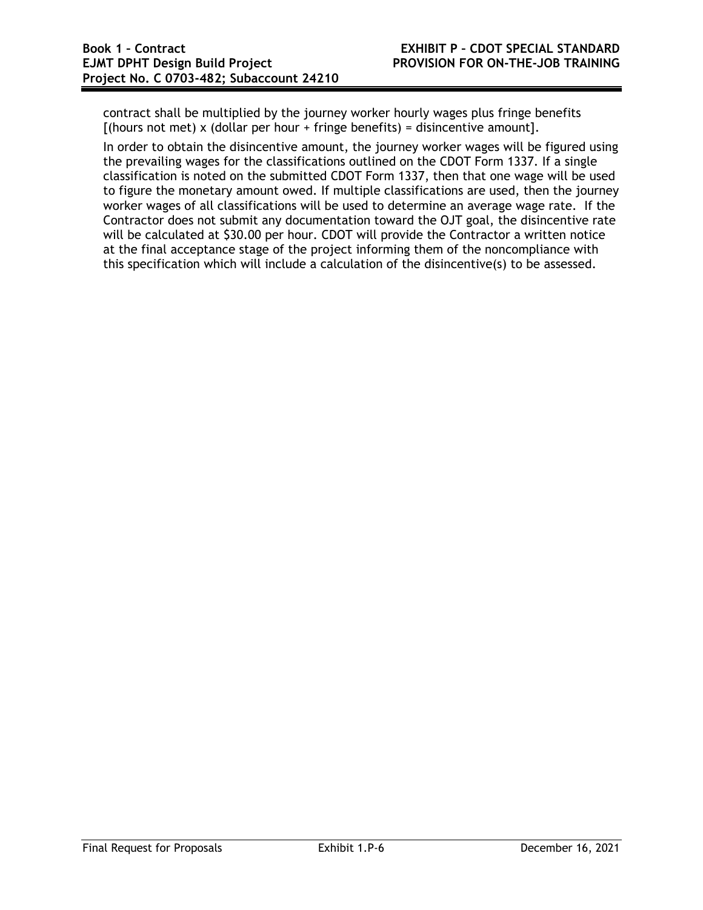contract shall be multiplied by the journey worker hourly wages plus fringe benefits [(hours not met) x (dollar per hour + fringe benefits) = disincentive amount].

In order to obtain the disincentive amount, the journey worker wages will be figured using the prevailing wages for the classifications outlined on the CDOT Form 1337. If a single classification is noted on the submitted CDOT Form 1337, then that one wage will be used to figure the monetary amount owed. If multiple classifications are used, then the journey worker wages of all classifications will be used to determine an average wage rate. If the Contractor does not submit any documentation toward the OJT goal, the disincentive rate will be calculated at $30.00 per hour. CDOT will provide the Contractor a written notice at the final acceptance stage of the project informing them of the noncompliance with this specification which will include a calculation of the disincentive(s) to be assessed.